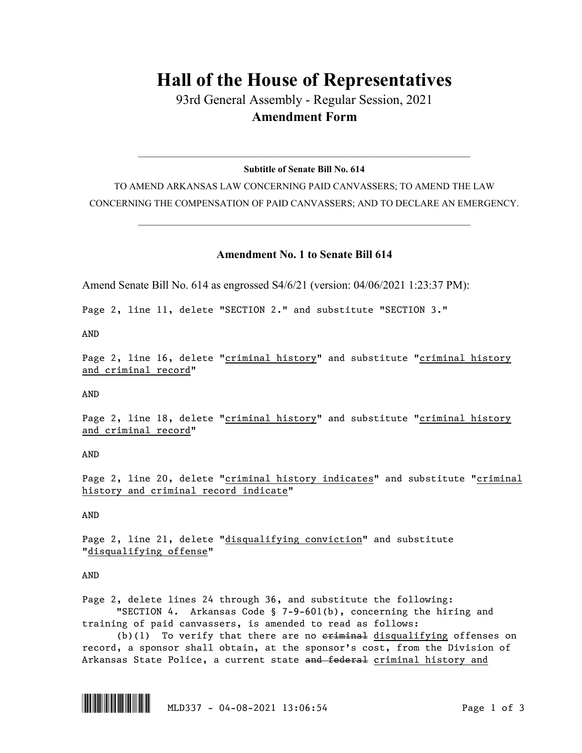# Hall of the House of Representatives

93rd General Assembly - Regular Session, 2021

**Amendment Form**

---

**Subtitle of Senate Bill No. 614**

TO AMEND ARKANSAS LAW CONCERNING PAID CANVASSERS; TO AMEND THE LAW CONCERNING THE COMPENSATION OF PAID CANVASSERS; AND TO DECLARE AN EMERGENCY.

---

**Amendment No. 1 to Senate Bill 614**

Amend Senate Bill No. 614 as engrossed S4/6/21 (version: 04/06/2021 1:23:37 PM):

Page 2, line 11, delete "SECTION 2." and substitute "SECTION 3."

AND

Page 2, line 16, delete "<u>criminal history</u>" and substitute "<u>criminal history and criminal record</u>"

AND

Page 2, line 18, delete "<u>criminal history</u>" and substitute "<u>criminal history and criminal record</u>"

AND

Page 2, line 20, delete "<u>criminal history indicates</u>" and substitute "<u>criminal history and criminal record indicate</u>"

AND

Page 2, line 21, delete "<u>disqualifying conviction</u>" and substitute "<u>disqualifying offense</u>"

AND

Page 2, delete lines 24 through 36, and substitute the following:

"SECTION 4. Arkansas Code § 7-9-601(b), concerning the hiring and training of paid canvassers, is amended to read as follows:

(b)(1) To verify that there are no ~~criminal~~ <u>disqualifying</u> offenses on record, a sponsor shall obtain, at the sponsor's cost, from the Division of Arkansas State Police, a current state ~~and federal~~ <u>criminal history and</u>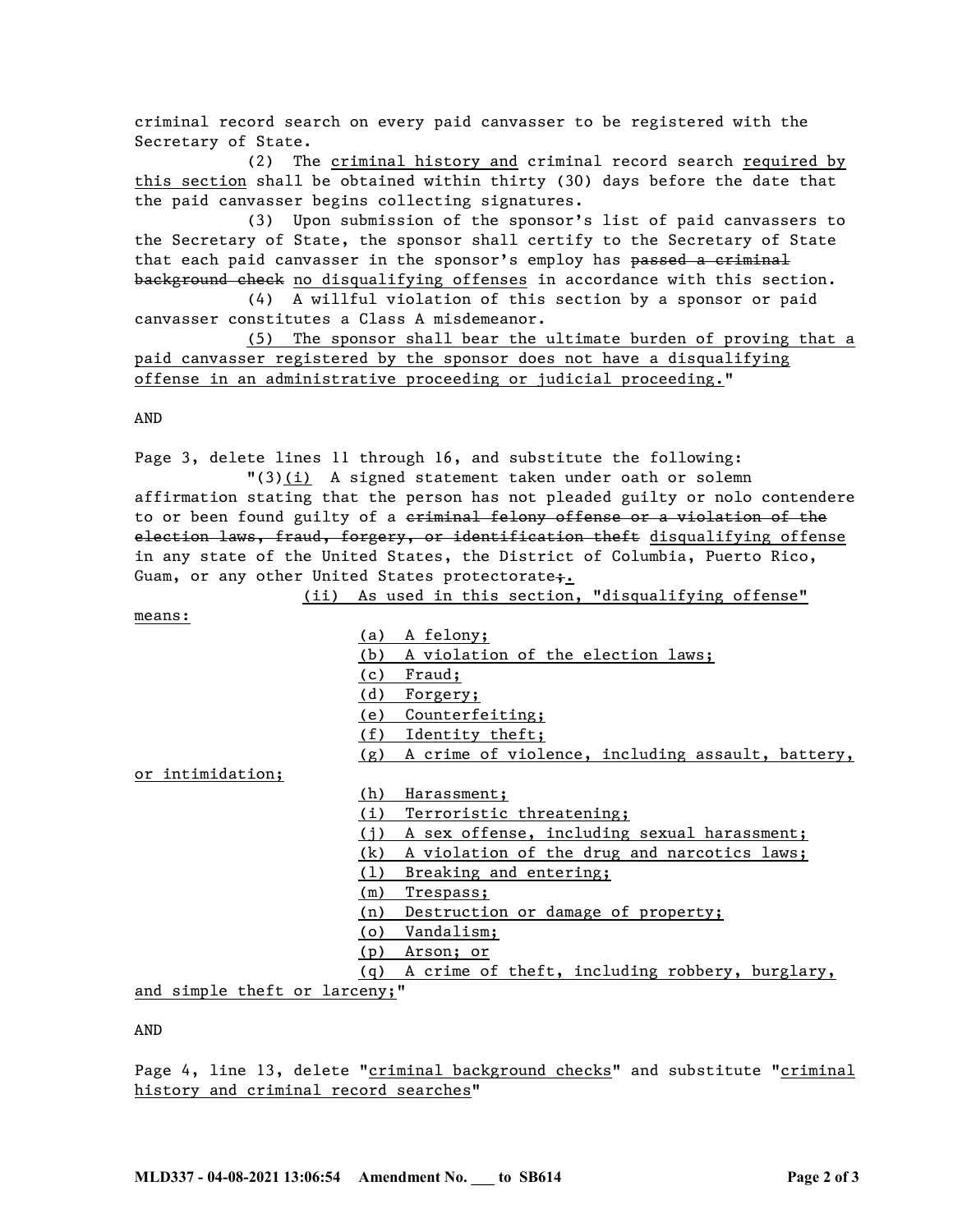criminal record search on every paid canvasser to be registered with the Secretary of State.

(2) The <u>criminal history and</u> criminal record search <u>required by this section</u> shall be obtained within thirty (30) days before the date that the paid canvasser begins collecting signatures.

(3) Upon submission of the sponsor's list of paid canvassers to the Secretary of State, the sponsor shall certify to the Secretary of State that each paid canvasser in the sponsor's employ has ~~passed a criminal background check~~ <u>no disqualifying offenses</u> in accordance with this section.

(4) A willful violation of this section by a sponsor or paid canvasser constitutes a Class A misdemeanor.

<u>(5) The sponsor shall bear the ultimate burden of proving that a paid canvasser registered by the sponsor does not have a disqualifying offense in an administrative proceeding or judicial proceeding.</u>"

AND

Page 3, delete lines 11 through 16, and substitute the following:

"(3)<u>(i)</u> A signed statement taken under oath or solemn affirmation stating that the person has not pleaded guilty or nolo contendere to or been found guilty of a ~~criminal felony offense or a violation of the election laws, fraud, forgery, or identification theft~~ <u>disqualifying offense</u> in any state of the United States, the District of Columbia, Puerto Rico, Guam, or any other United States protectorate~~;~~<u>.</u>

<u>(ii) As used in this section, "disqualifying offense" means:</u>

<u>(a) A felony;</u>

<u>(b) A violation of the election laws;</u>

<u>(c) Fraud;</u>

<u>(d) Forgery;</u>

<u>(e) Counterfeiting;</u>

<u>(f) Identity theft;</u>

<u>(g) A crime of violence, including assault, battery, or intimidation;</u>

<u>(h) Harassment;</u>

<u>(i) Terroristic threatening;</u>

<u>(j) A sex offense, including sexual harassment;</u>

<u>(k) A violation of the drug and narcotics laws;</u>

<u>(l) Breaking and entering;</u>

<u>(m) Trespass;</u>

<u>(n) Destruction or damage of property;</u>

<u>(o) Vandalism;</u>

<u>(p) Arson; or</u>

<u>(q) A crime of theft, including robbery, burglary, and simple theft or larceny;</u>"

AND

Page 4, line 13, delete "<u>criminal background checks</u>" and substitute "<u>criminal history and criminal record searches</u>"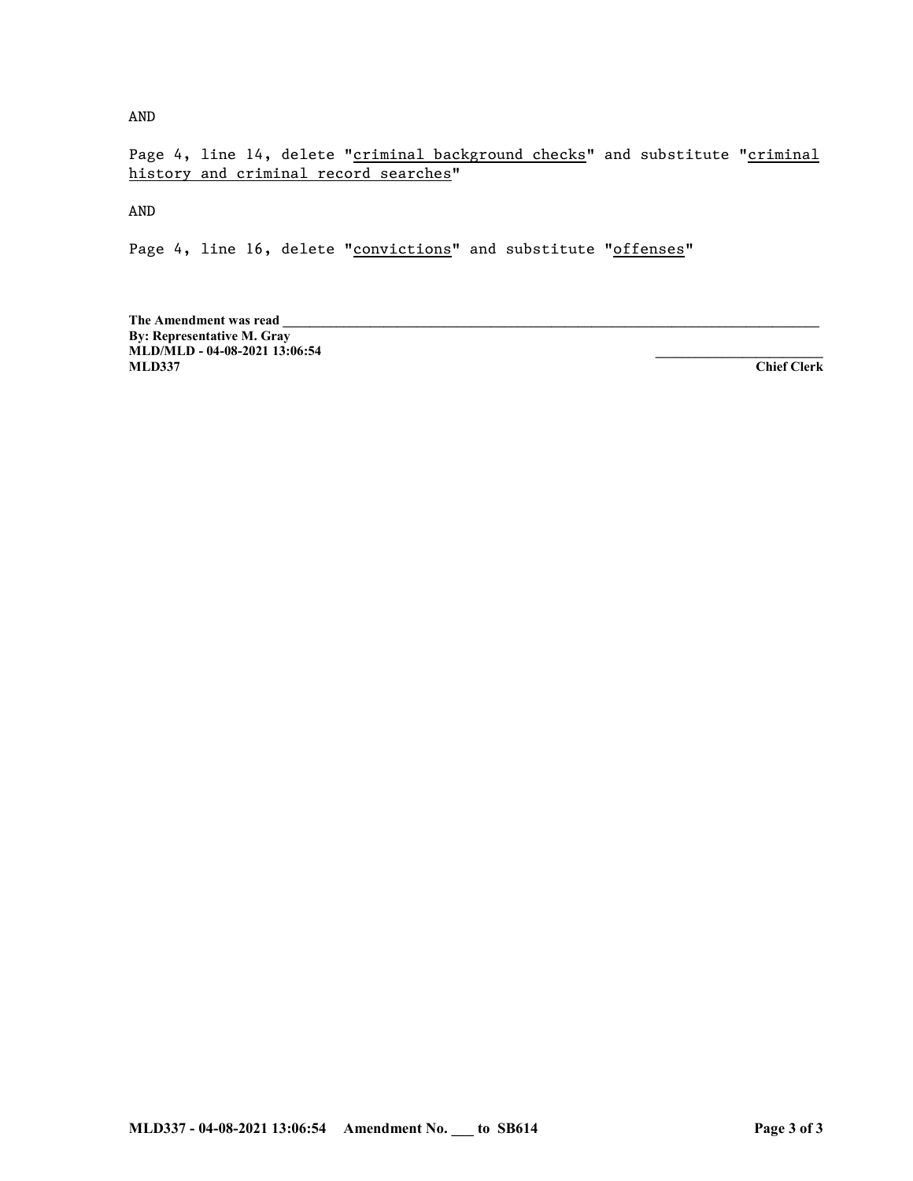AND

Page 4, line 14, delete "<u>criminal background checks</u>" and substitute "<u>criminal history and criminal record searches</u>"

AND

Page 4, line 16, delete "<u>convictions</u>" and substitute "<u>offenses</u>"

**The Amendment was read** ______________________________

**By: Representative M. Gray**

**MLD/MLD - 04-08-2021 13:06:54**

**MLD337**

______________________________

**Chief Clerk**